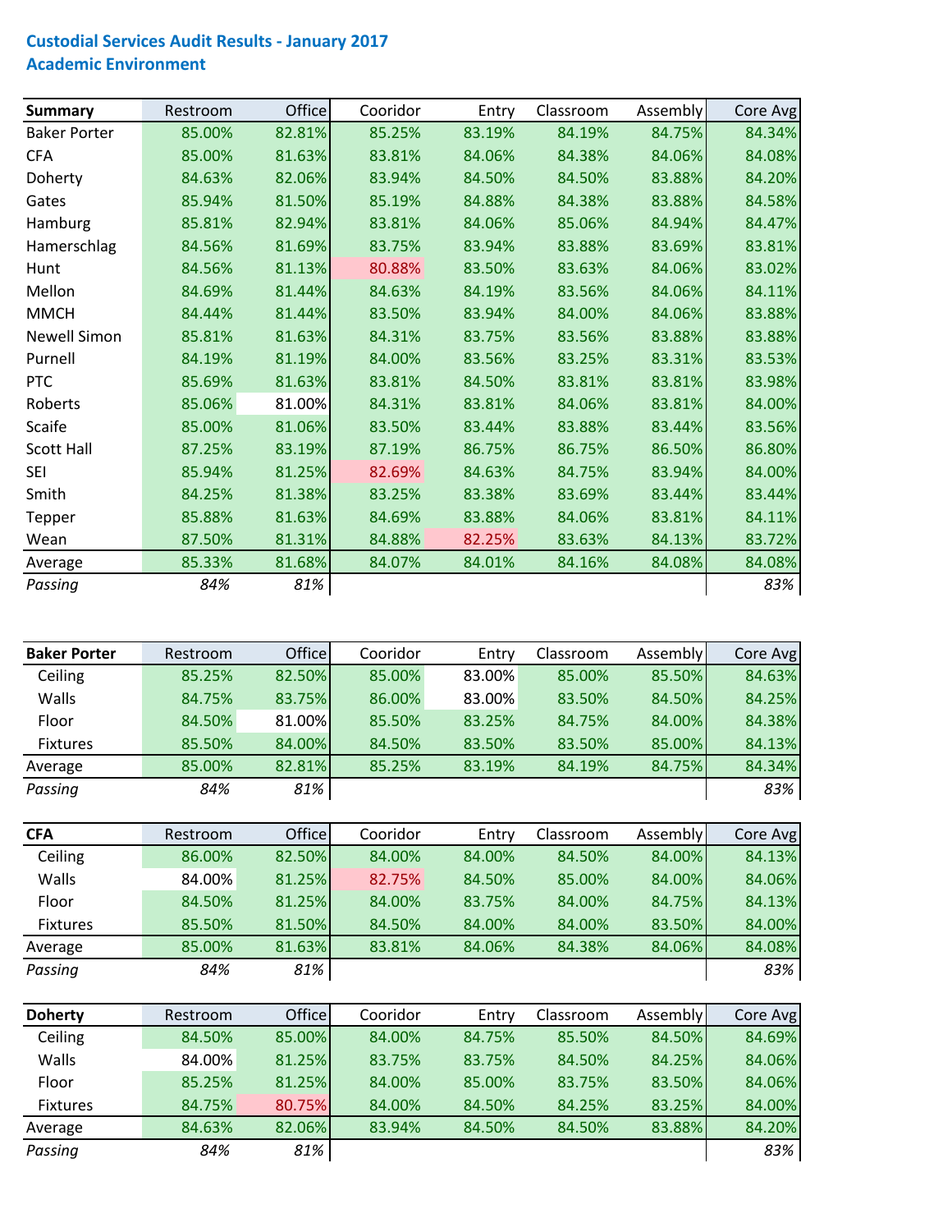# Custodial Services Audit Results - January 2017
## Academic Environment

| Summary | Restroom | Office | Cooridor | Entry | Classroom | Assembly | Core Avg |
|---|---|---|---|---|---|---|---|
| Baker Porter | 85.00% | 82.81% | 85.25% | 83.19% | 84.19% | 84.75% | 84.34% |
| CFA | 85.00% | 81.63% | 83.81% | 84.06% | 84.38% | 84.06% | 84.08% |
| Doherty | 84.63% | 82.06% | 83.94% | 84.50% | 84.50% | 83.88% | 84.20% |
| Gates | 85.94% | 81.50% | 85.19% | 84.88% | 84.38% | 83.88% | 84.58% |
| Hamburg | 85.81% | 82.94% | 83.81% | 84.06% | 85.06% | 84.94% | 84.47% |
| Hamerschlag | 84.56% | 81.69% | 83.75% | 83.94% | 83.88% | 83.69% | 83.81% |
| Hunt | 84.56% | 81.13% | 80.88% | 83.50% | 83.63% | 84.06% | 83.02% |
| Mellon | 84.69% | 81.44% | 84.63% | 84.19% | 83.56% | 84.06% | 84.11% |
| MMCH | 84.44% | 81.44% | 83.50% | 83.94% | 84.00% | 84.06% | 83.88% |
| Newell Simon | 85.81% | 81.63% | 84.31% | 83.75% | 83.56% | 83.88% | 83.88% |
| Purnell | 84.19% | 81.19% | 84.00% | 83.56% | 83.25% | 83.31% | 83.53% |
| PTC | 85.69% | 81.63% | 83.81% | 84.50% | 83.81% | 83.81% | 83.98% |
| Roberts | 85.06% | 81.00% | 84.31% | 83.81% | 84.06% | 83.81% | 84.00% |
| Scaife | 85.00% | 81.06% | 83.50% | 83.44% | 83.88% | 83.44% | 83.56% |
| Scott Hall | 87.25% | 83.19% | 87.19% | 86.75% | 86.75% | 86.50% | 86.80% |
| SEI | 85.94% | 81.25% | 82.69% | 84.63% | 84.75% | 83.94% | 84.00% |
| Smith | 84.25% | 81.38% | 83.25% | 83.38% | 83.69% | 83.44% | 83.44% |
| Tepper | 85.88% | 81.63% | 84.69% | 83.88% | 84.06% | 83.81% | 84.11% |
| Wean | 87.50% | 81.31% | 84.88% | 82.25% | 83.63% | 84.13% | 83.72% |
| Average | 85.33% | 81.68% | 84.07% | 84.01% | 84.16% | 84.08% | 84.08% |
| *Passing* | *84%* | *81%* | | | | | *83%* |

| Baker Porter | Restroom | Office | Cooridor | Entry | Classroom | Assembly | Core Avg |
|---|---|---|---|---|---|---|---|
| Ceiling | 85.25% | 82.50% | 85.00% | 83.00% | 85.00% | 85.50% | 84.63% |
| Walls | 84.75% | 83.75% | 86.00% | 83.00% | 83.50% | 84.50% | 84.25% |
| Floor | 84.50% | 81.00% | 85.50% | 83.25% | 84.75% | 84.00% | 84.38% |
| Fixtures | 85.50% | 84.00% | 84.50% | 83.50% | 83.50% | 85.00% | 84.13% |
| Average | 85.00% | 82.81% | 85.25% | 83.19% | 84.19% | 84.75% | 84.34% |
| *Passing* | *84%* | *81%* | | | | | *83%* |

| CFA | Restroom | Office | Cooridor | Entry | Classroom | Assembly | Core Avg |
|---|---|---|---|---|---|---|---|
| Ceiling | 86.00% | 82.50% | 84.00% | 84.00% | 84.50% | 84.00% | 84.13% |
| Walls | 84.00% | 81.25% | 82.75% | 84.50% | 85.00% | 84.00% | 84.06% |
| Floor | 84.50% | 81.25% | 84.00% | 83.75% | 84.00% | 84.75% | 84.13% |
| Fixtures | 85.50% | 81.50% | 84.50% | 84.00% | 84.00% | 83.50% | 84.00% |
| Average | 85.00% | 81.63% | 83.81% | 84.06% | 84.38% | 84.06% | 84.08% |
| *Passing* | *84%* | *81%* | | | | | *83%* |

| Doherty | Restroom | Office | Cooridor | Entry | Classroom | Assembly | Core Avg |
|---|---|---|---|---|---|---|---|
| Ceiling | 84.50% | 85.00% | 84.00% | 84.75% | 85.50% | 84.50% | 84.69% |
| Walls | 84.00% | 81.25% | 83.75% | 83.75% | 84.50% | 84.25% | 84.06% |
| Floor | 85.25% | 81.25% | 84.00% | 85.00% | 83.75% | 83.50% | 84.06% |
| Fixtures | 84.75% | 80.75% | 84.00% | 84.50% | 84.25% | 83.25% | 84.00% |
| Average | 84.63% | 82.06% | 83.94% | 84.50% | 84.50% | 83.88% | 84.20% |
| *Passing* | *84%* | *81%* | | | | | *83%* |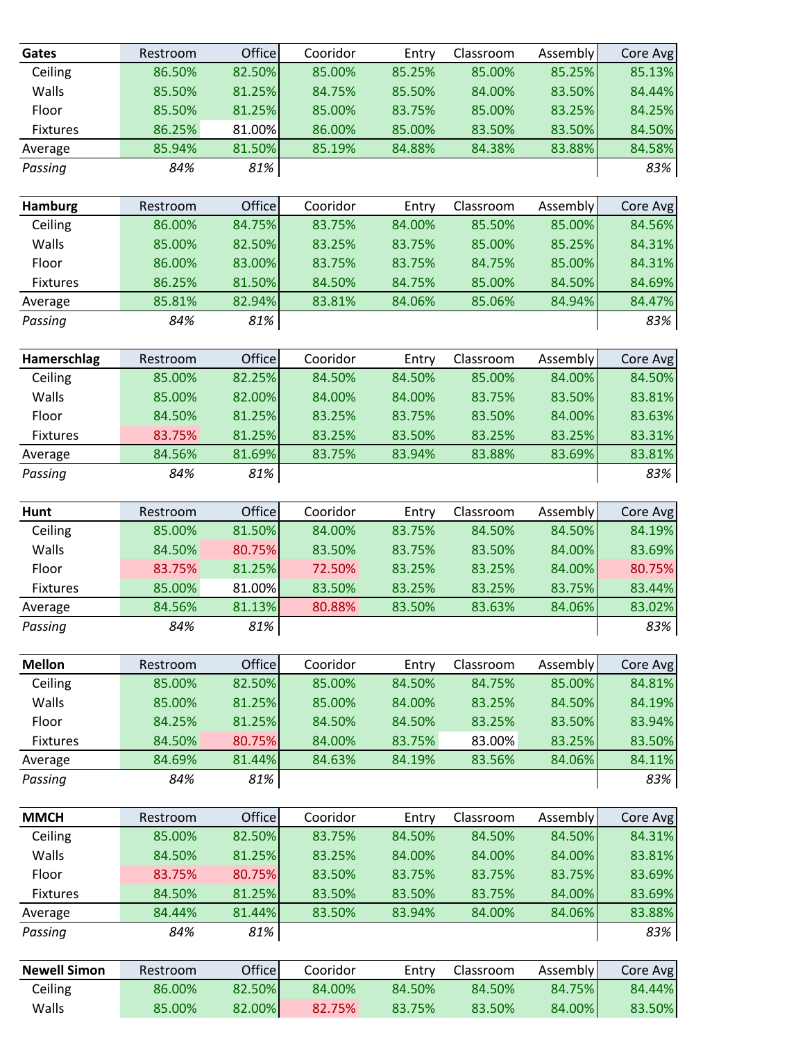| Gates | Restroom | Office | Cooridor | Entry | Classroom | Assembly | Core Avg |
|---|---|---|---|---|---|---|---|
| Ceiling | 86.50% | 82.50% | 85.00% | 85.25% | 85.00% | 85.25% | 85.13% |
| Walls | 85.50% | 81.25% | 84.75% | 85.50% | 84.00% | 83.50% | 84.44% |
| Floor | 85.50% | 81.25% | 85.00% | 83.75% | 85.00% | 83.25% | 84.25% |
| Fixtures | 86.25% | 81.00% | 86.00% | 85.00% | 83.50% | 83.50% | 84.50% |
| Average | 85.94% | 81.50% | 85.19% | 84.88% | 84.38% | 83.88% | 84.58% |
| *Passing* | *84%* | *81%* | | | | | *83%* |

| Hamburg | Restroom | Office | Cooridor | Entry | Classroom | Assembly | Core Avg |
|---|---|---|---|---|---|---|---|
| Ceiling | 86.00% | 84.75% | 83.75% | 84.00% | 85.50% | 85.00% | 84.56% |
| Walls | 85.00% | 82.50% | 83.25% | 83.75% | 85.00% | 85.25% | 84.31% |
| Floor | 86.00% | 83.00% | 83.75% | 83.75% | 84.75% | 85.00% | 84.31% |
| Fixtures | 86.25% | 81.50% | 84.50% | 84.75% | 85.00% | 84.50% | 84.69% |
| Average | 85.81% | 82.94% | 83.81% | 84.06% | 85.06% | 84.94% | 84.47% |
| *Passing* | *84%* | *81%* | | | | | *83%* |

| Hamerschlag | Restroom | Office | Cooridor | Entry | Classroom | Assembly | Core Avg |
|---|---|---|---|---|---|---|---|
| Ceiling | 85.00% | 82.25% | 84.50% | 84.50% | 85.00% | 84.00% | 84.50% |
| Walls | 85.00% | 82.00% | 84.00% | 84.00% | 83.75% | 83.50% | 83.81% |
| Floor | 84.50% | 81.25% | 83.25% | 83.75% | 83.50% | 84.00% | 83.63% |
| Fixtures | 83.75% | 81.25% | 83.25% | 83.50% | 83.25% | 83.25% | 83.31% |
| Average | 84.56% | 81.69% | 83.75% | 83.94% | 83.88% | 83.69% | 83.81% |
| *Passing* | *84%* | *81%* | | | | | *83%* |

| Hunt | Restroom | Office | Cooridor | Entry | Classroom | Assembly | Core Avg |
|---|---|---|---|---|---|---|---|
| Ceiling | 85.00% | 81.50% | 84.00% | 83.75% | 84.50% | 84.50% | 84.19% |
| Walls | 84.50% | 80.75% | 83.50% | 83.75% | 83.50% | 84.00% | 83.69% |
| Floor | 83.75% | 81.25% | 72.50% | 83.25% | 83.25% | 84.00% | 80.75% |
| Fixtures | 85.00% | 81.00% | 83.50% | 83.25% | 83.25% | 83.75% | 83.44% |
| Average | 84.56% | 81.13% | 80.88% | 83.50% | 83.63% | 84.06% | 83.02% |
| *Passing* | *84%* | *81%* | | | | | *83%* |

| Mellon | Restroom | Office | Cooridor | Entry | Classroom | Assembly | Core Avg |
|---|---|---|---|---|---|---|---|
| Ceiling | 85.00% | 82.50% | 85.00% | 84.50% | 84.75% | 85.00% | 84.81% |
| Walls | 85.00% | 81.25% | 85.00% | 84.00% | 83.25% | 84.50% | 84.19% |
| Floor | 84.25% | 81.25% | 84.50% | 84.50% | 83.25% | 83.50% | 83.94% |
| Fixtures | 84.50% | 80.75% | 84.00% | 83.75% | 83.00% | 83.25% | 83.50% |
| Average | 84.69% | 81.44% | 84.63% | 84.19% | 83.56% | 84.06% | 84.11% |
| *Passing* | *84%* | *81%* | | | | | *83%* |

| MMCH | Restroom | Office | Cooridor | Entry | Classroom | Assembly | Core Avg |
|---|---|---|---|---|---|---|---|
| Ceiling | 85.00% | 82.50% | 83.75% | 84.50% | 84.50% | 84.50% | 84.31% |
| Walls | 84.50% | 81.25% | 83.25% | 84.00% | 84.00% | 84.00% | 83.81% |
| Floor | 83.75% | 80.75% | 83.50% | 83.75% | 83.75% | 83.75% | 83.69% |
| Fixtures | 84.50% | 81.25% | 83.50% | 83.50% | 83.75% | 84.00% | 83.69% |
| Average | 84.44% | 81.44% | 83.50% | 83.94% | 84.00% | 84.06% | 83.88% |
| *Passing* | *84%* | *81%* | | | | | *83%* |

| Newell Simon | Restroom | Office | Cooridor | Entry | Classroom | Assembly | Core Avg |
|---|---|---|---|---|---|---|---|
| Ceiling | 86.00% | 82.50% | 84.00% | 84.50% | 84.50% | 84.75% | 84.44% |
| Walls | 85.00% | 82.00% | 82.75% | 83.75% | 83.50% | 84.00% | 83.50% |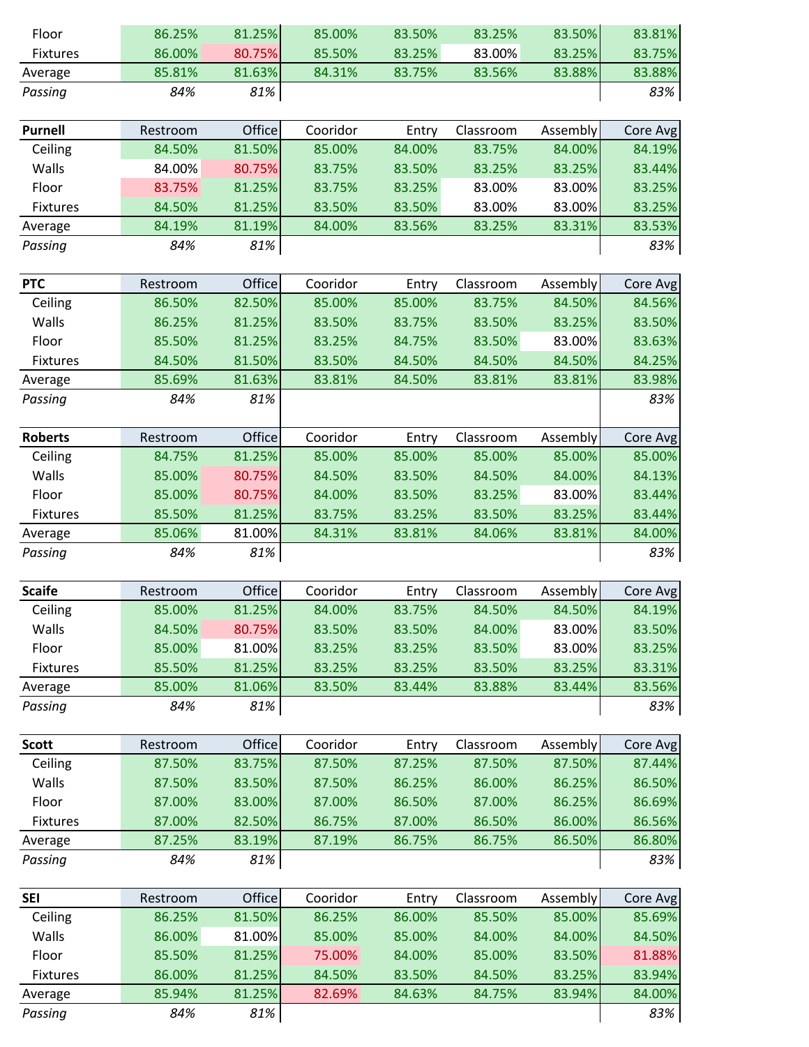| | Restroom | Office | Cooridor | Entry | Classroom | Assembly | Core Avg |
|---|---|---|---|---|---|---|---|
| Floor | 86.25% | 81.25% | 85.00% | 83.50% | 83.25% | 83.50% | 83.81% |
| Fixtures | 86.00% | 80.75% | 85.50% | 83.25% | 83.00% | 83.25% | 83.75% |
| Average | 85.81% | 81.63% | 84.31% | 83.75% | 83.56% | 83.88% | 83.88% |
| *Passing* | *84%* | *81%* | | | | | *83%* |

| **Purnell** | Restroom | Office | Cooridor | Entry | Classroom | Assembly | Core Avg |
|---|---|---|---|---|---|---|---|
| Ceiling | 84.50% | 81.50% | 85.00% | 84.00% | 83.75% | 84.00% | 84.19% |
| Walls | 84.00% | 80.75% | 83.75% | 83.50% | 83.25% | 83.25% | 83.44% |
| Floor | 83.75% | 81.25% | 83.75% | 83.25% | 83.00% | 83.00% | 83.25% |
| Fixtures | 84.50% | 81.25% | 83.50% | 83.50% | 83.00% | 83.00% | 83.25% |
| Average | 84.19% | 81.19% | 84.00% | 83.56% | 83.25% | 83.31% | 83.53% |
| *Passing* | *84%* | *81%* | | | | | *83%* |

| **PTC** | Restroom | Office | Cooridor | Entry | Classroom | Assembly | Core Avg |
|---|---|---|---|---|---|---|---|
| Ceiling | 86.50% | 82.50% | 85.00% | 85.00% | 83.75% | 84.50% | 84.56% |
| Walls | 86.25% | 81.25% | 83.50% | 83.75% | 83.50% | 83.25% | 83.50% |
| Floor | 85.50% | 81.25% | 83.25% | 84.75% | 83.50% | 83.00% | 83.63% |
| Fixtures | 84.50% | 81.50% | 83.50% | 84.50% | 84.50% | 84.50% | 84.25% |
| Average | 85.69% | 81.63% | 83.81% | 84.50% | 83.81% | 83.81% | 83.98% |
| *Passing* | *84%* | *81%* | | | | | *83%* |

| **Roberts** | Restroom | Office | Cooridor | Entry | Classroom | Assembly | Core Avg |
|---|---|---|---|---|---|---|---|
| Ceiling | 84.75% | 81.25% | 85.00% | 85.00% | 85.00% | 85.00% | 85.00% |
| Walls | 85.00% | 80.75% | 84.50% | 83.50% | 84.50% | 84.00% | 84.13% |
| Floor | 85.00% | 80.75% | 84.00% | 83.50% | 83.25% | 83.00% | 83.44% |
| Fixtures | 85.50% | 81.25% | 83.75% | 83.25% | 83.50% | 83.25% | 83.44% |
| Average | 85.06% | 81.00% | 84.31% | 83.81% | 84.06% | 83.81% | 84.00% |
| *Passing* | *84%* | *81%* | | | | | *83%* |

| **Scaife** | Restroom | Office | Cooridor | Entry | Classroom | Assembly | Core Avg |
|---|---|---|---|---|---|---|---|
| Ceiling | 85.00% | 81.25% | 84.00% | 83.75% | 84.50% | 84.50% | 84.19% |
| Walls | 84.50% | 80.75% | 83.50% | 83.50% | 84.00% | 83.00% | 83.50% |
| Floor | 85.00% | 81.00% | 83.25% | 83.25% | 83.50% | 83.00% | 83.25% |
| Fixtures | 85.50% | 81.25% | 83.25% | 83.25% | 83.50% | 83.25% | 83.31% |
| Average | 85.00% | 81.06% | 83.50% | 83.44% | 83.88% | 83.44% | 83.56% |
| *Passing* | *84%* | *81%* | | | | | *83%* |

| **Scott** | Restroom | Office | Cooridor | Entry | Classroom | Assembly | Core Avg |
|---|---|---|---|---|---|---|---|
| Ceiling | 87.50% | 83.75% | 87.50% | 87.25% | 87.50% | 87.50% | 87.44% |
| Walls | 87.50% | 83.50% | 87.50% | 86.25% | 86.00% | 86.25% | 86.50% |
| Floor | 87.00% | 83.00% | 87.00% | 86.50% | 87.00% | 86.25% | 86.69% |
| Fixtures | 87.00% | 82.50% | 86.75% | 87.00% | 86.50% | 86.00% | 86.56% |
| Average | 87.25% | 83.19% | 87.19% | 86.75% | 86.75% | 86.50% | 86.80% |
| *Passing* | *84%* | *81%* | | | | | *83%* |

| **SEI** | Restroom | Office | Cooridor | Entry | Classroom | Assembly | Core Avg |
|---|---|---|---|---|---|---|---|
| Ceiling | 86.25% | 81.50% | 86.25% | 86.00% | 85.50% | 85.00% | 85.69% |
| Walls | 86.00% | 81.00% | 85.00% | 85.00% | 84.00% | 84.00% | 84.50% |
| Floor | 85.50% | 81.25% | 75.00% | 84.00% | 85.00% | 83.50% | 81.88% |
| Fixtures | 86.00% | 81.25% | 84.50% | 83.50% | 84.50% | 83.25% | 83.94% |
| Average | 85.94% | 81.25% | 82.69% | 84.63% | 84.75% | 83.94% | 84.00% |
| *Passing* | *84%* | *81%* | | | | | *83%* |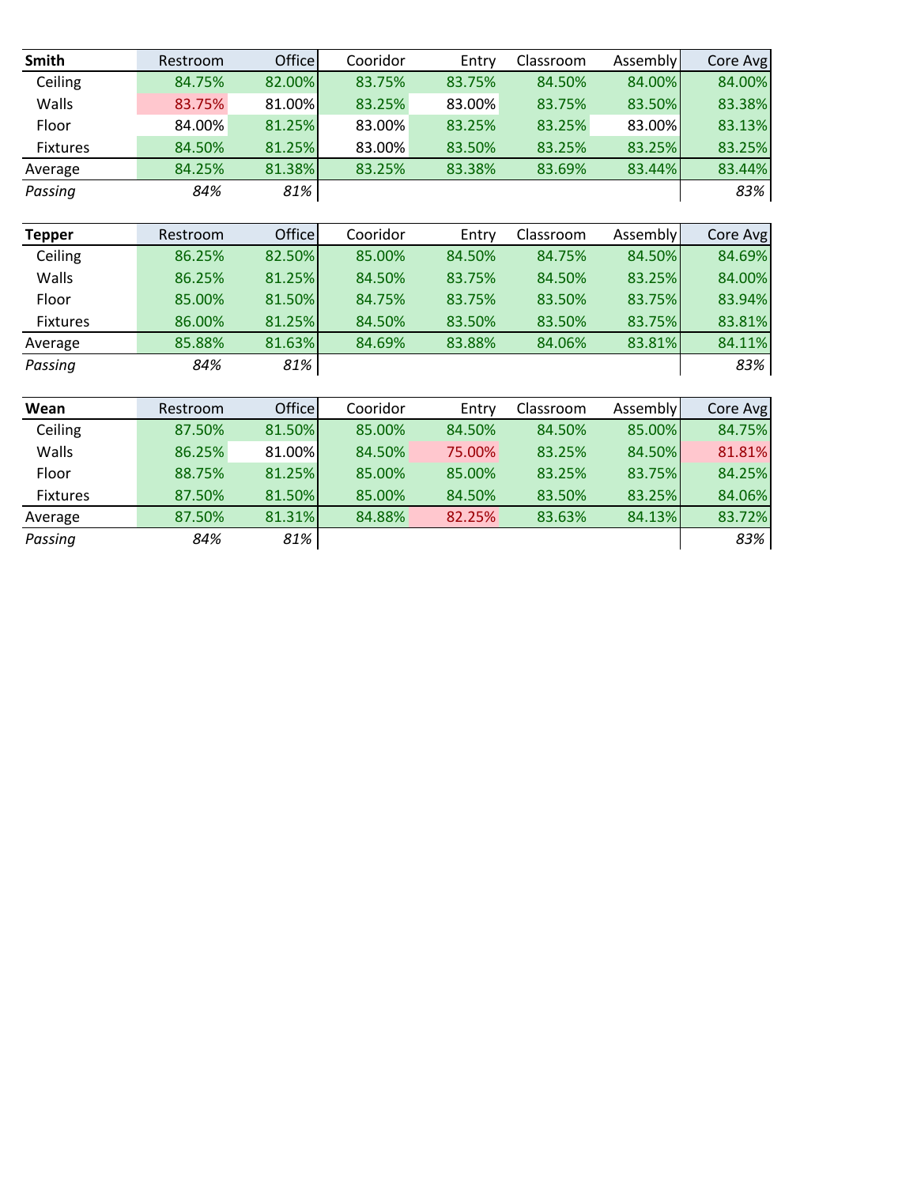| Smith | Restroom | Office | Cooridor | Entry | Classroom | Assembly | Core Avg |
|---|---|---|---|---|---|---|---|
| Ceiling | 84.75% | 82.00% | 83.75% | 83.75% | 84.50% | 84.00% | 84.00% |
| Walls | 83.75% | 81.00% | 83.25% | 83.00% | 83.75% | 83.50% | 83.38% |
| Floor | 84.00% | 81.25% | 83.00% | 83.25% | 83.25% | 83.00% | 83.13% |
| Fixtures | 84.50% | 81.25% | 83.00% | 83.50% | 83.25% | 83.25% | 83.25% |
| Average | 84.25% | 81.38% | 83.25% | 83.38% | 83.69% | 83.44% | 83.44% |
| *Passing* | *84%* | *81%* | | | | | *83%* |

| Tepper | Restroom | Office | Cooridor | Entry | Classroom | Assembly | Core Avg |
|---|---|---|---|---|---|---|---|
| Ceiling | 86.25% | 82.50% | 85.00% | 84.50% | 84.75% | 84.50% | 84.69% |
| Walls | 86.25% | 81.25% | 84.50% | 83.75% | 84.50% | 83.25% | 84.00% |
| Floor | 85.00% | 81.50% | 84.75% | 83.75% | 83.50% | 83.75% | 83.94% |
| Fixtures | 86.00% | 81.25% | 84.50% | 83.50% | 83.50% | 83.75% | 83.81% |
| Average | 85.88% | 81.63% | 84.69% | 83.88% | 84.06% | 83.81% | 84.11% |
| *Passing* | *84%* | *81%* | | | | | *83%* |

| Wean | Restroom | Office | Cooridor | Entry | Classroom | Assembly | Core Avg |
|---|---|---|---|---|---|---|---|
| Ceiling | 87.50% | 81.50% | 85.00% | 84.50% | 84.50% | 85.00% | 84.75% |
| Walls | 86.25% | 81.00% | 84.50% | 75.00% | 83.25% | 84.50% | 81.81% |
| Floor | 88.75% | 81.25% | 85.00% | 85.00% | 83.25% | 83.75% | 84.25% |
| Fixtures | 87.50% | 81.50% | 85.00% | 84.50% | 83.50% | 83.25% | 84.06% |
| Average | 87.50% | 81.31% | 84.88% | 82.25% | 83.63% | 84.13% | 83.72% |
| *Passing* | *84%* | *81%* | | | | | *83%* |